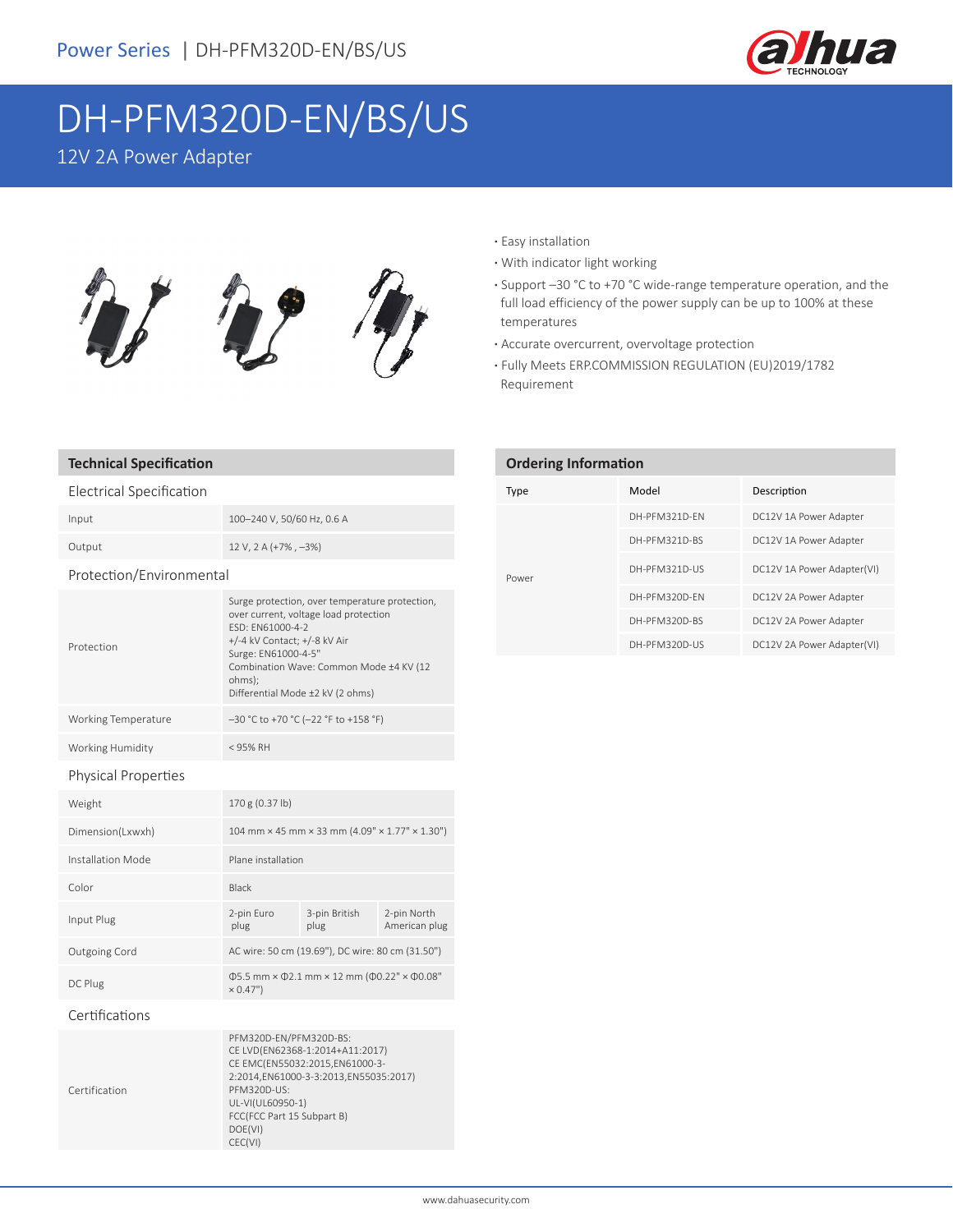Power Series | DH-PFM320D-EN/BS/US

# DH-PFM320D-EN/BS/US

12V 2A Power Adapter

- Easy installation
- With indicator light working
- Support –30 °C to +70 °C wide-range temperature operation, and the full load efficiency of the power supply can be up to 100% at these temperatures
- Accurate overcurrent, overvoltage protection
- Fully Meets ERP.COMMISSION REGULATION (EU)2019/1782 Requirement

## Technical Specification

### Electrical Specification

| | | | |
|---|---|---|---|
| Input | 100–240 V, 50/60 Hz, 0.6 A | | |
| Output | 12 V, 2 A (+7% , –3%) | | |

### Protection/Environmental

| | | | |
|---|---|---|---|
| Protection | Surge protection, over temperature protection, over current, voltage load protection<br>ESD: EN61000-4-2<br>+/-4 kV Contact; +/-8 kV Air<br>Surge: EN61000-4-5"<br>Combination Wave: Common Mode ±4 KV (12 ohms);<br>Differential Mode ±2 kV (2 ohms) | | |
| Working Temperature | –30 °C to +70 °C (–22 °F to +158 °F) | | |
| Working Humidity | < 95% RH | | |

### Physical Properties

| | | | |
|---|---|---|---|
| Weight | 170 g (0.37 lb) | | |
| Dimension(Lxwxh) | 104 mm × 45 mm × 33 mm (4.09" × 1.77" × 1.30") | | |
| Installation Mode | Plane installation | | |
| Color | Black | | |
| Input Plug | 2-pin Euro plug | 3-pin British plug | 2-pin North American plug |
| Outgoing Cord | AC wire: 50 cm (19.69"), DC wire: 80 cm (31.50") | | |
| DC Plug | Φ5.5 mm × Φ2.1 mm × 12 mm (Φ0.22" × Φ0.08" × 0.47") | | |

### Certifications

| | |
|---|---|
| Certification | PFM320D-EN/PFM320D-BS:<br>CE LVD(EN62368-1:2014+A11:2017)<br>CE EMC(EN55032:2015,EN61000-3-2:2014,EN61000-3-3:2013,EN55035:2017)<br>PFM320D-US:<br>UL-VI(UL60950-1)<br>FCC(FCC Part 15 Subpart B)<br>DOE(VI)<br>CEC(VI) |

## Ordering Information

| Type | Model | Description |
|---|---|---|
| Power | DH-PFM321D-EN | DC12V 1A Power Adapter |
| | DH-PFM321D-BS | DC12V 1A Power Adapter |
| | DH-PFM321D-US | DC12V 1A Power Adapter(VI) |
| | DH-PFM320D-EN | DC12V 2A Power Adapter |
| | DH-PFM320D-BS | DC12V 2A Power Adapter |
| | DH-PFM320D-US | DC12V 2A Power Adapter(VI) |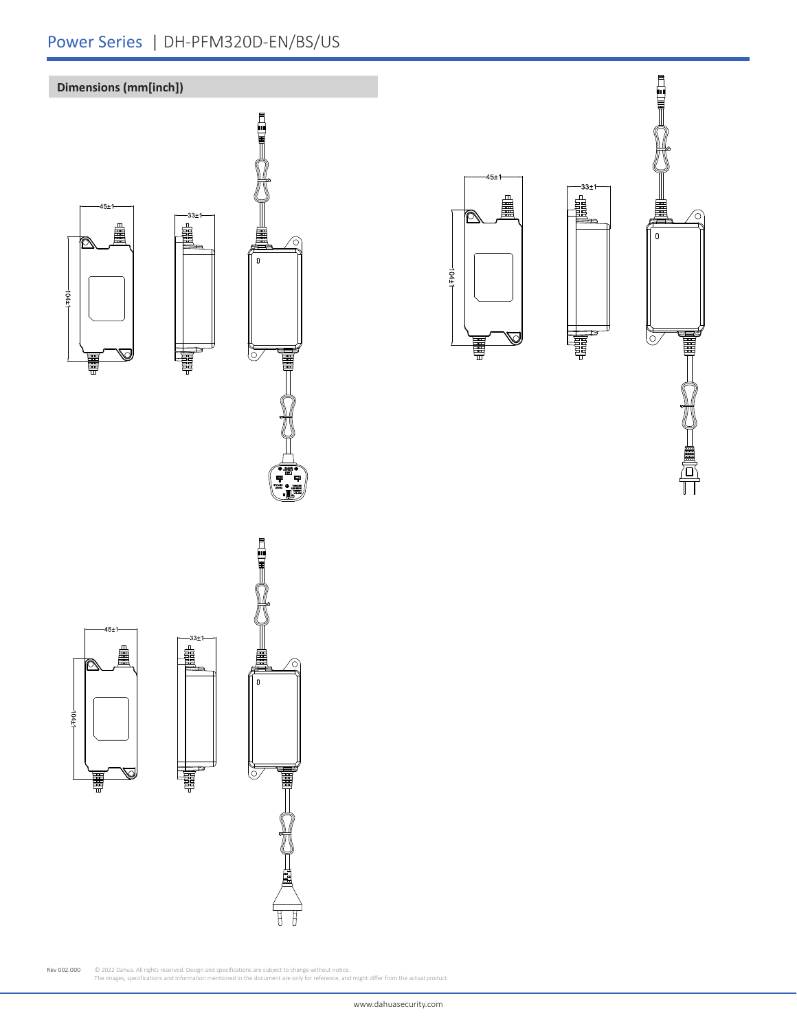## Dimensions (mm[inch])

45±1

33±1

104±1

45±1

33±1

104±1

45±1

33±1

104±1

Rev 002.000

© 2022 Dahua. All rights reserved. Design and specifications are subject to change without notice.
The images, specifications and information mentioned in the document are only for reference, and might differ from the actual product.

www.dahuasecurity.com